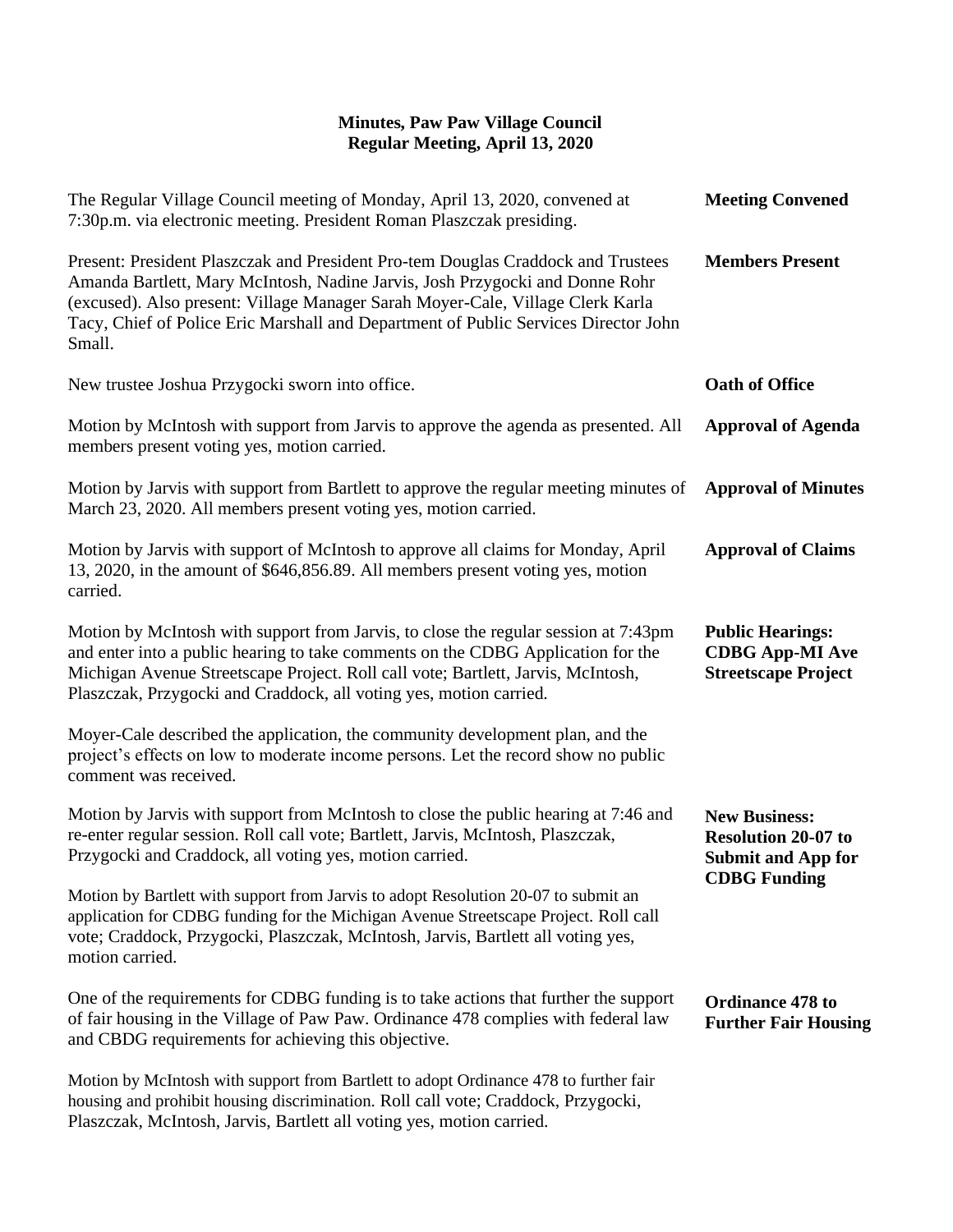# Minutes, Paw Paw Village Council
## Regular Meeting, April 13, 2020

**Meeting Convened**

The Regular Village Council meeting of Monday, April 13, 2020, convened at 7:30p.m. via electronic meeting. President Roman Plaszczak presiding.

**Members Present**

Present: President Plaszczak and President Pro-tem Douglas Craddock and Trustees Amanda Bartlett, Mary McIntosh, Nadine Jarvis, Josh Przygocki and Donne Rohr (excused). Also present: Village Manager Sarah Moyer-Cale, Village Clerk Karla Tacy, Chief of Police Eric Marshall and Department of Public Services Director John Small.

**Oath of Office**

New trustee Joshua Przygocki sworn into office.

**Approval of Agenda**

Motion by McIntosh with support from Jarvis to approve the agenda as presented. All members present voting yes, motion carried.

**Approval of Minutes**

Motion by Jarvis with support from Bartlett to approve the regular meeting minutes of March 23, 2020. All members present voting yes, motion carried.

**Approval of Claims**

Motion by Jarvis with support of McIntosh to approve all claims for Monday, April 13, 2020, in the amount of $646,856.89. All members present voting yes, motion carried.

**Public Hearings: CDBG App-MI Ave Streetscape Project**

Motion by McIntosh with support from Jarvis, to close the regular session at 7:43pm and enter into a public hearing to take comments on the CDBG Application for the Michigan Avenue Streetscape Project. Roll call vote; Bartlett, Jarvis, McIntosh, Plaszczak, Przygocki and Craddock, all voting yes, motion carried.

Moyer-Cale described the application, the community development plan, and the project's effects on low to moderate income persons. Let the record show no public comment was received.

**New Business: Resolution 20-07 to Submit and App for CDBG Funding**

Motion by Jarvis with support from McIntosh to close the public hearing at 7:46 and re-enter regular session. Roll call vote; Bartlett, Jarvis, McIntosh, Plaszczak, Przygocki and Craddock, all voting yes, motion carried.

Motion by Bartlett with support from Jarvis to adopt Resolution 20-07 to submit an application for CDBG funding for the Michigan Avenue Streetscape Project. Roll call vote; Craddock, Przygocki, Plaszczak, McIntosh, Jarvis, Bartlett all voting yes, motion carried.

**Ordinance 478 to Further Fair Housing**

One of the requirements for CDBG funding is to take actions that further the support of fair housing in the Village of Paw Paw. Ordinance 478 complies with federal law and CBDG requirements for achieving this objective.

Motion by McIntosh with support from Bartlett to adopt Ordinance 478 to further fair housing and prohibit housing discrimination. Roll call vote; Craddock, Przygocki, Plaszczak, McIntosh, Jarvis, Bartlett all voting yes, motion carried.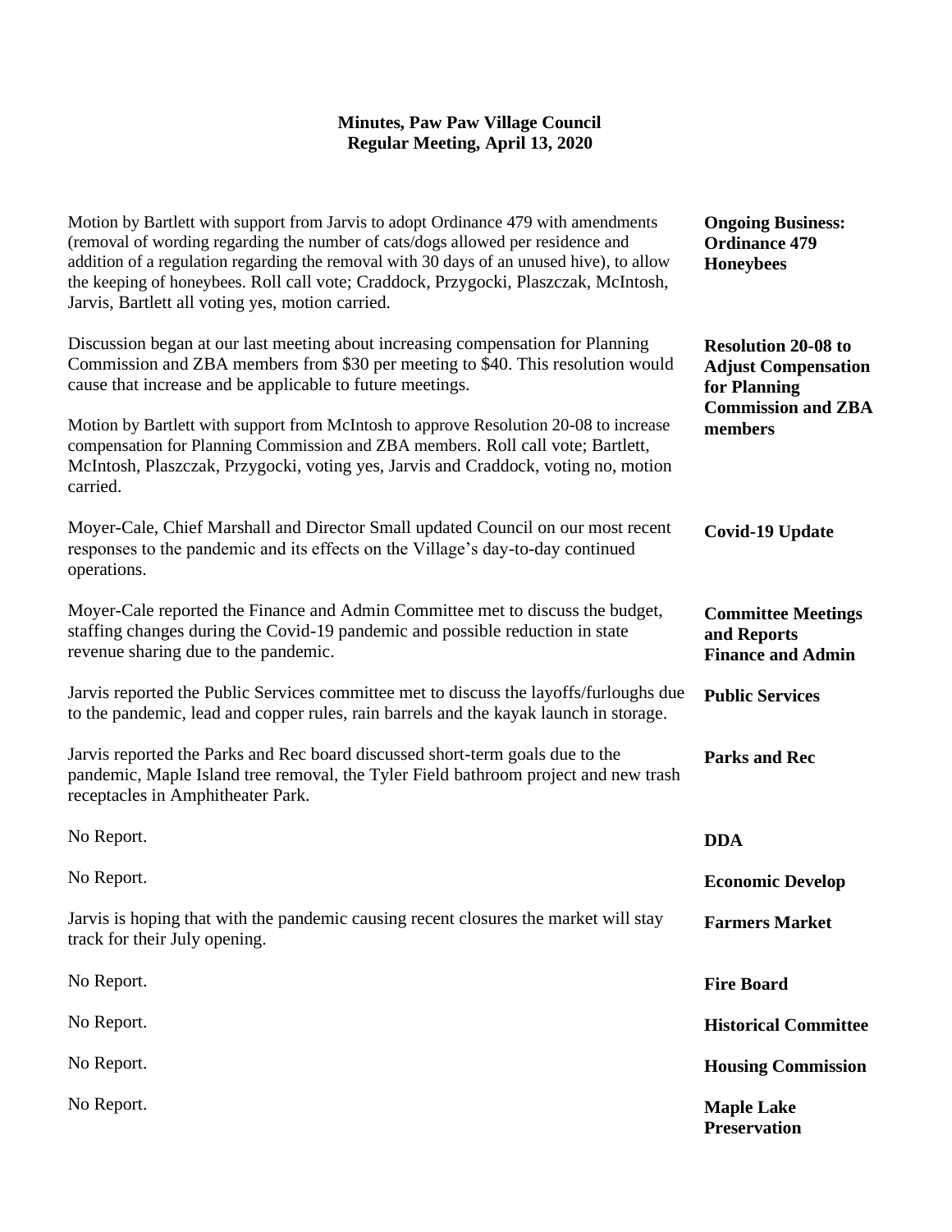**Minutes, Paw Paw Village Council**
**Regular Meeting, April 13, 2020**

**Ongoing Business: Ordinance 479 Honeybees**

Motion by Bartlett with support from Jarvis to adopt Ordinance 479 with amendments (removal of wording regarding the number of cats/dogs allowed per residence and addition of a regulation regarding the removal with 30 days of an unused hive), to allow the keeping of honeybees. Roll call vote; Craddock, Przygocki, Plaszczak, McIntosh, Jarvis, Bartlett all voting yes, motion carried.

**Resolution 20-08 to Adjust Compensation for Planning Commission and ZBA members**

Discussion began at our last meeting about increasing compensation for Planning Commission and ZBA members from $30 per meeting to $40. This resolution would cause that increase and be applicable to future meetings.

Motion by Bartlett with support from McIntosh to approve Resolution 20-08 to increase compensation for Planning Commission and ZBA members. Roll call vote; Bartlett, McIntosh, Plaszczak, Przygocki, voting yes, Jarvis and Craddock, voting no, motion carried.

**Covid-19 Update**

Moyer-Cale, Chief Marshall and Director Small updated Council on our most recent responses to the pandemic and its effects on the Village's day-to-day continued operations.

**Committee Meetings and Reports**
**Finance and Admin**

Moyer-Cale reported the Finance and Admin Committee met to discuss the budget, staffing changes during the Covid-19 pandemic and possible reduction in state revenue sharing due to the pandemic.

**Public Services**

Jarvis reported the Public Services committee met to discuss the layoffs/furloughs due to the pandemic, lead and copper rules, rain barrels and the kayak launch in storage.

**Parks and Rec**

Jarvis reported the Parks and Rec board discussed short-term goals due to the pandemic, Maple Island tree removal, the Tyler Field bathroom project and new trash receptacles in Amphitheater Park.

**DDA**

No Report.

**Economic Develop**

No Report.

**Farmers Market**

Jarvis is hoping that with the pandemic causing recent closures the market will stay track for their July opening.

**Fire Board**

No Report.

**Historical Committee**

No Report.

**Housing Commission**

No Report.

**Maple Lake Preservation**

No Report.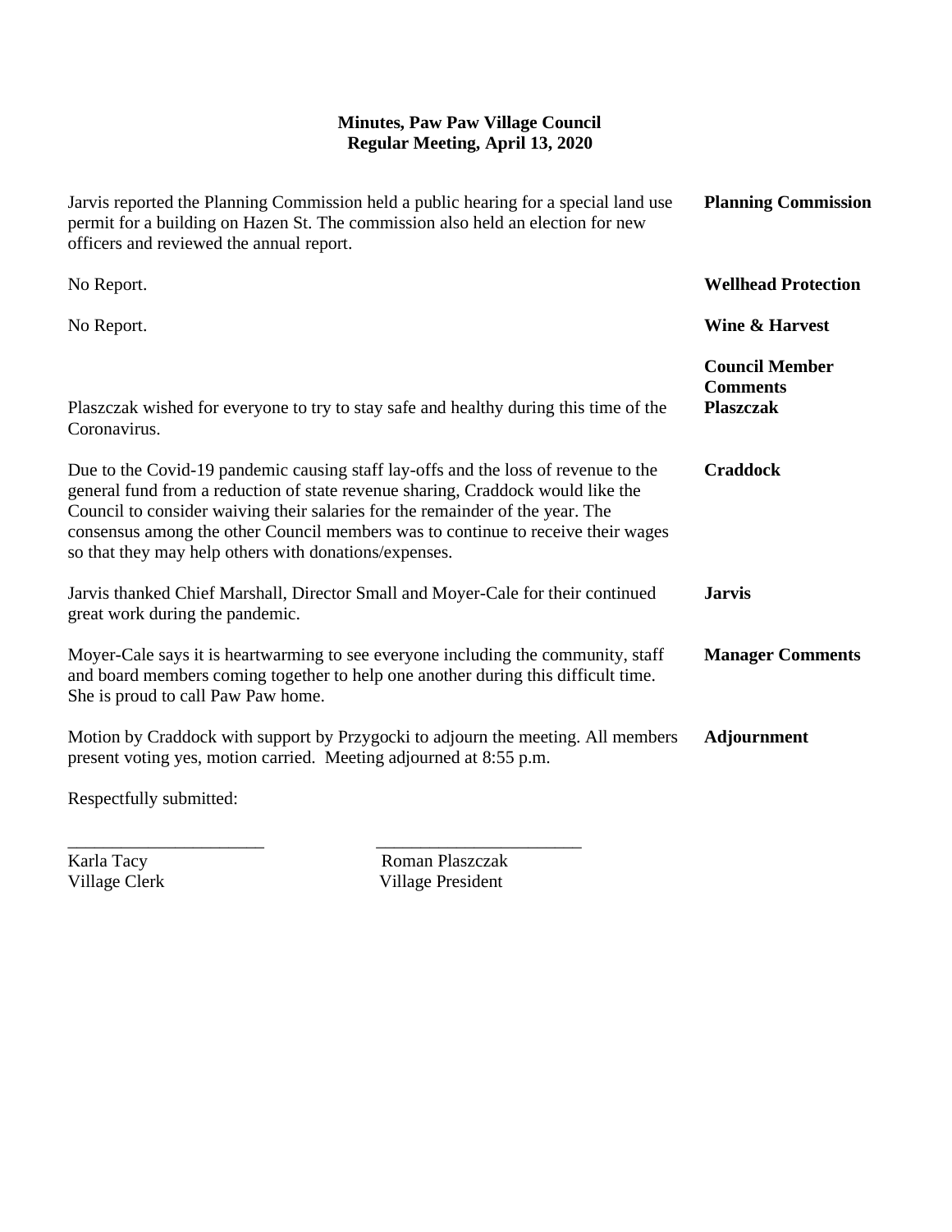**Minutes, Paw Paw Village Council**
**Regular Meeting, April 13, 2020**

**Planning Commission**

Jarvis reported the Planning Commission held a public hearing for a special land use permit for a building on Hazen St. The commission also held an election for new officers and reviewed the annual report.

**Wellhead Protection**

No Report.

**Wine & Harvest**

No Report.

**Council Member Comments**

**Plaszczak**

Plaszczak wished for everyone to try to stay safe and healthy during this time of the Coronavirus.

**Craddock**

Due to the Covid-19 pandemic causing staff lay-offs and the loss of revenue to the general fund from a reduction of state revenue sharing, Craddock would like the Council to consider waiving their salaries for the remainder of the year. The consensus among the other Council members was to continue to receive their wages so that they may help others with donations/expenses.

**Jarvis**

Jarvis thanked Chief Marshall, Director Small and Moyer-Cale for their continued great work during the pandemic.

**Manager Comments**

Moyer-Cale says it is heartwarming to see everyone including the community, staff and board members coming together to help one another during this difficult time. She is proud to call Paw Paw home.

**Adjournment**

Motion by Craddock with support by Przygocki to adjourn the meeting. All members present voting yes, motion carried. Meeting adjourned at 8:55 p.m.

Respectfully submitted:

\_\_\_\_\_\_\_\_\_\_\_\_\_\_\_\_\_\_\_\_\_\_ \_\_\_\_\_\_\_\_\_\_\_\_\_\_\_\_\_\_\_\_\_\_\_

Karla Tacy
Village Clerk

Roman Plaszczak
Village President